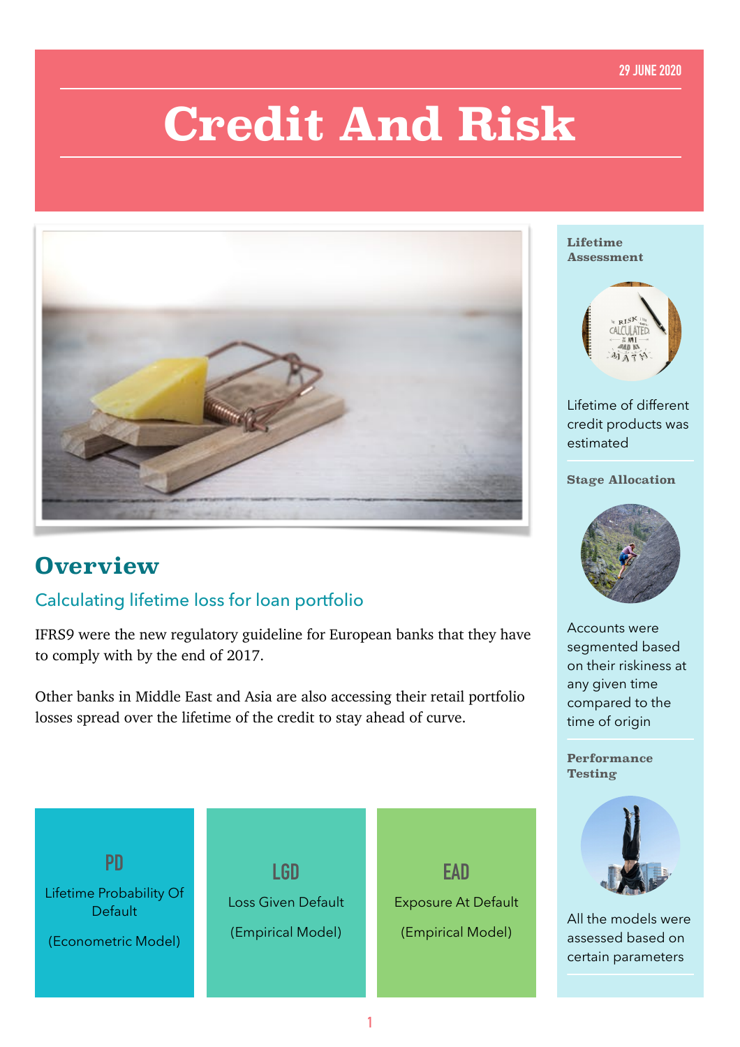29 JUNE 2020

# Credit And Risk

## Overview

### Calculating lifetime loss for loan portfolio

IFRS9 were the new regulatory guideline for European banks that they have to comply with by the end of 2017.

Other banks in Middle East and Asia are also accessing their retail portfolio losses spread over the lifetime of the credit to stay ahead of curve.

**PD**

Lifetime Probability Of Default

(Econometric Model)

**LGD**

Loss Given Default

(Empirical Model)

**EAD**

Exposure At Default

(Empirical Model)

**Lifetime Assessment**

Lifetime of different credit products was estimated

**Stage Allocation**

Accounts were segmented based on their riskiness at any given time compared to the time of origin

**Performance Testing**

All the models were assessed based on certain parameters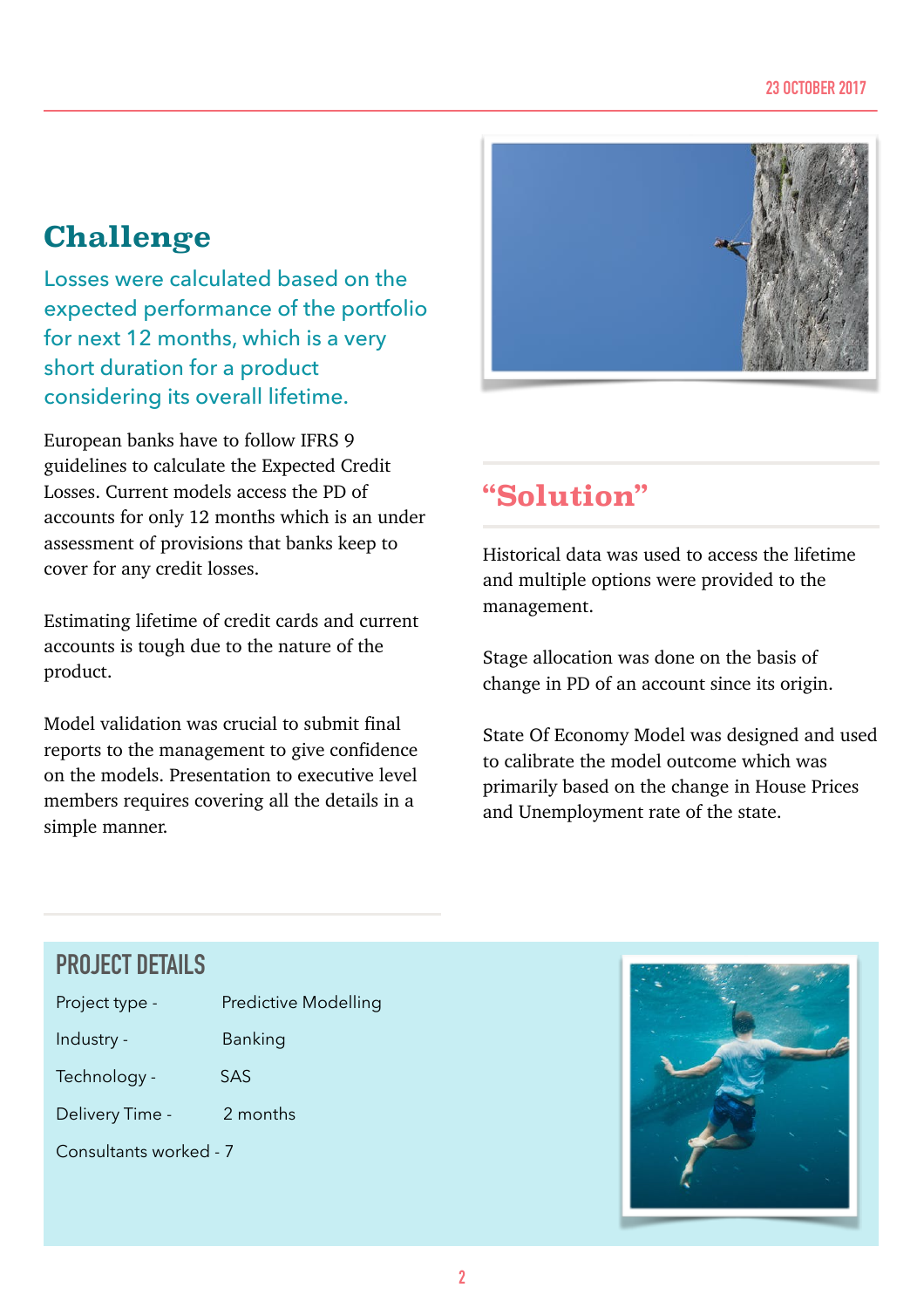## Challenge

Losses were calculated based on the expected performance of the portfolio for next 12 months, which is a very short duration for a product considering its overall lifetime.

European banks have to follow IFRS 9 guidelines to calculate the Expected Credit Losses. Current models access the PD of accounts for only 12 months which is an under assessment of provisions that banks keep to cover for any credit losses.

Estimating lifetime of credit cards and current accounts is tough due to the nature of the product.

Model validation was crucial to submit final reports to the management to give confidence on the models. Presentation to executive level members requires covering all the details in a simple manner.

## "Solution"

Historical data was used to access the lifetime and multiple options were provided to the management.

Stage allocation was done on the basis of change in PD of an account since its origin.

State Of Economy Model was designed and used to calibrate the model outcome which was primarily based on the change in House Prices and Unemployment rate of the state.

### PROJECT DETAILS

Project type - Predictive Modelling

Industry - Banking

Technology - SAS

Delivery Time - 2 months

Consultants worked - 7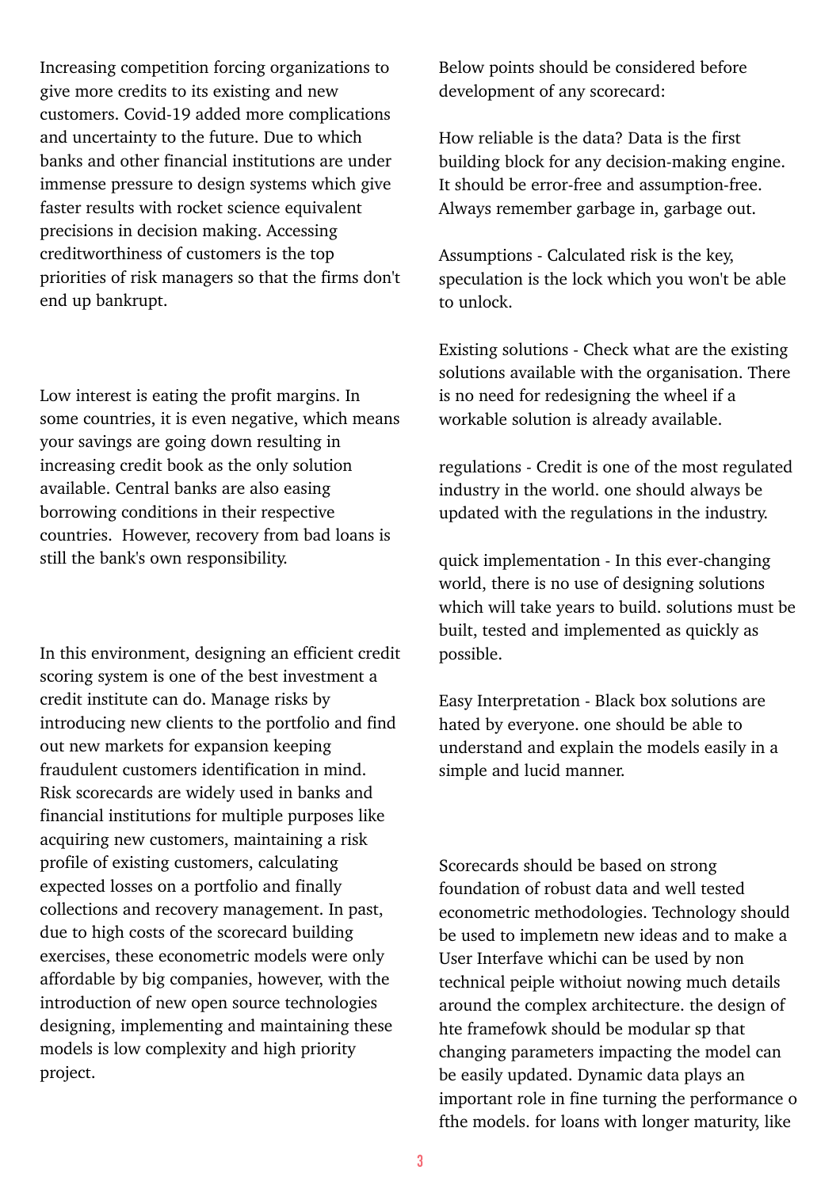Increasing competition forcing organizations to give more credits to its existing and new customers. Covid-19 added more complications and uncertainty to the future. Due to which banks and other financial institutions are under immense pressure to design systems which give faster results with rocket science equivalent precisions in decision making. Accessing creditworthiness of customers is the top priorities of risk managers so that the firms don't end up bankrupt.

Low interest is eating the profit margins. In some countries, it is even negative, which means your savings are going down resulting in increasing credit book as the only solution available. Central banks are also easing borrowing conditions in their respective countries. However, recovery from bad loans is still the bank's own responsibility.

In this environment, designing an efficient credit scoring system is one of the best investment a credit institute can do. Manage risks by introducing new clients to the portfolio and find out new markets for expansion keeping fraudulent customers identification in mind. Risk scorecards are widely used in banks and financial institutions for multiple purposes like acquiring new customers, maintaining a risk profile of existing customers, calculating expected losses on a portfolio and finally collections and recovery management. In past, due to high costs of the scorecard building exercises, these econometric models were only affordable by big companies, however, with the introduction of new open source technologies designing, implementing and maintaining these models is low complexity and high priority project.

Below points should be considered before development of any scorecard:

How reliable is the data? Data is the first building block for any decision-making engine. It should be error-free and assumption-free. Always remember garbage in, garbage out.

Assumptions - Calculated risk is the key, speculation is the lock which you won't be able to unlock.

Existing solutions - Check what are the existing solutions available with the organisation. There is no need for redesigning the wheel if a workable solution is already available.

regulations - Credit is one of the most regulated industry in the world. one should always be updated with the regulations in the industry.

quick implementation - In this ever-changing world, there is no use of designing solutions which will take years to build. solutions must be built, tested and implemented as quickly as possible.

Easy Interpretation - Black box solutions are hated by everyone. one should be able to understand and explain the models easily in a simple and lucid manner.

Scorecards should be based on strong foundation of robust data and well tested econometric methodologies. Technology should be used to implemetn new ideas and to make a User Interfave whichi can be used by non technical peiple withoiut nowing much details around the complex architecture. the design of hte framefowk should be modular sp that changing parameters impacting the model can be easily updated. Dynamic data plays an important role in fine turning the performance o fthe models. for loans with longer maturity, like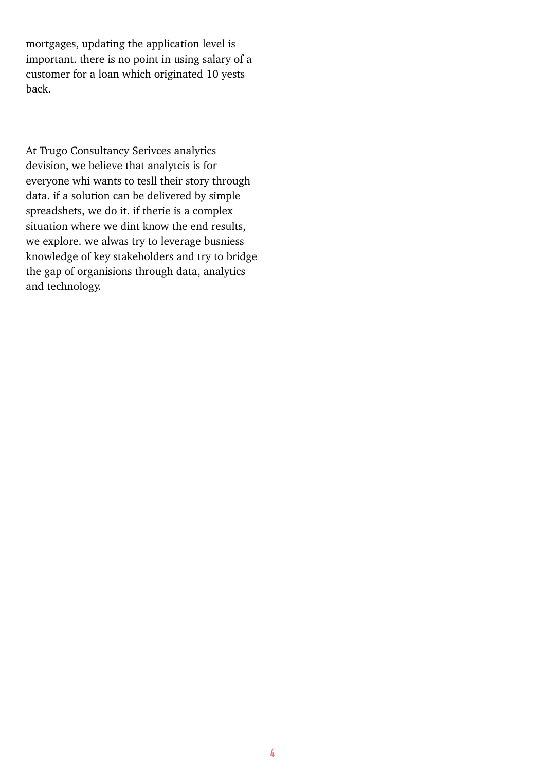mortgages, updating the application level is important. there is no point in using salary of a customer for a loan which originated 10 yests back.

At Trugo Consultancy Serivces analytics devision, we believe that analytcis is for everyone whi wants to tesll their story through data. if a solution can be delivered by simple spreadshets, we do it. if therie is a complex situation where we dint know the end results, we explore. we alwas try to leverage busniess knowledge of key stakeholders and try to bridge the gap of organisions through data, analytics and technology.